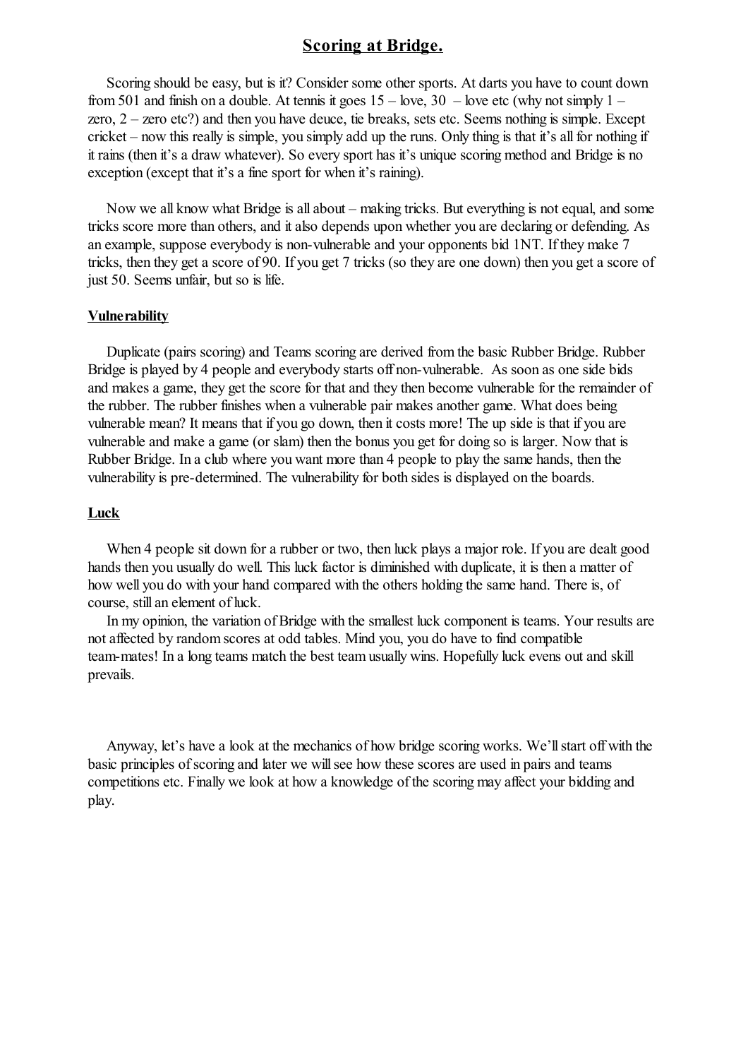# Scoring at Bridge.

Scoring should be easy, but is it? Consider some other sports. At darts you have to count down from 501 and finish on a double. At tennis it goes 15 – love, 30 – love etc (why not simply 1 – zero, 2 – zero etc?) and then you have deuce, tie breaks, sets etc. Seems nothing is simple. Except cricket – now this really is simple, you simply add up the runs. Only thing is that it's all for nothing if it rains (then it's a draw whatever). So every sport has it's unique scoring method and Bridge is no exception (except that it's a fine sport for when it's raining).

Now we all know what Bridge is all about – making tricks. But everything is not equal, and some tricks score more than others, and it also depends upon whether you are declaring or defending. As an example, suppose everybody is non-vulnerable and your opponents bid 1NT. If they make 7 tricks, then they get a score of 90. If you get 7 tricks (so they are one down) then you get a score of just 50. Seems unfair, but so is life.

## Vulnerability

Duplicate (pairs scoring) and Teams scoring are derived from the basic Rubber Bridge. Rubber Bridge is played by 4 people and everybody starts off non-vulnerable. As soon as one side bids and makes a game, they get the score for that and they then become vulnerable for the remainder of the rubber. The rubber finishes when a vulnerable pair makes another game. What does being vulnerable mean? It means that if you go down, then it costs more! The up side is that if you are vulnerable and make a game (or slam) then the bonus you get for doing so is larger. Now that is Rubber Bridge. In a club where you want more than 4 people to play the same hands, then the vulnerability is pre-determined. The vulnerability for both sides is displayed on the boards.

## Luck

When 4 people sit down for a rubber or two, then luck plays a major role. If you are dealt good hands then you usually do well. This luck factor is diminished with duplicate, it is then a matter of how well you do with your hand compared with the others holding the same hand. There is, of course, still an element of luck.

In my opinion, the variation of Bridge with the smallest luck component is teams. Your results are not affected by random scores at odd tables. Mind you, you do have to find compatible team-mates! In a long teams match the best team usually wins. Hopefully luck evens out and skill prevails.

Anyway, let's have a look at the mechanics of how bridge scoring works. We'll start off with the basic principles of scoring and later we will see how these scores are used in pairs and teams competitions etc. Finally we look at how a knowledge of the scoring may affect your bidding and play.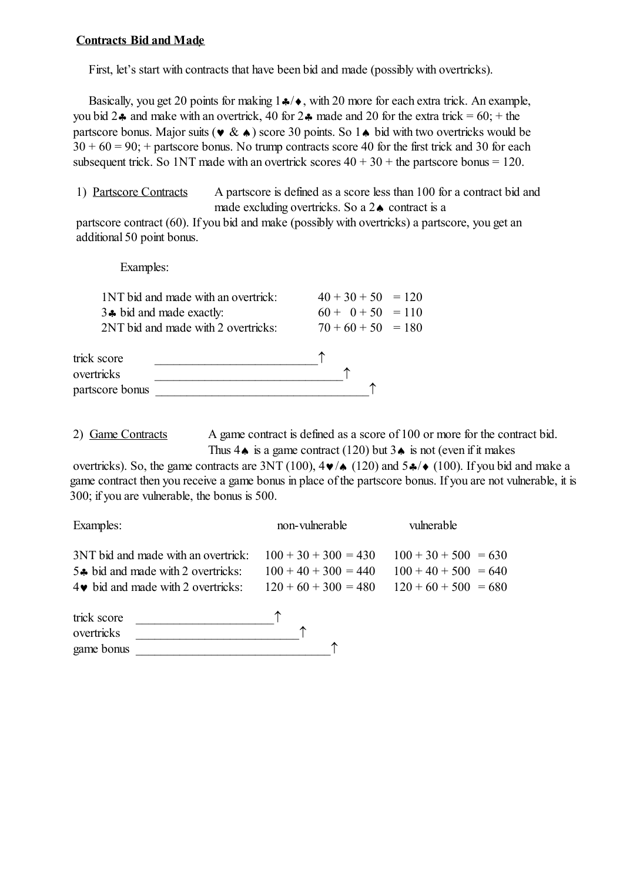**Contracts Bid and Made**

First, let's start with contracts that have been bid and made (possibly with overtricks).

Basically, you get 20 points for making 1♣/♦, with 20 more for each extra trick. An example, you bid 2♣ and make with an overtrick, 40 for 2♣ made and 20 for the extra trick = 60; + the partscore bonus. Major suits (♥ & ♠) score 30 points. So 1♠ bid with two overtricks would be 30 + 60 = 90; + partscore bonus. No trump contracts score 40 for the first trick and 30 for each subsequent trick. So 1NT made with an overtrick scores 40 + 30 + the partscore bonus = 120.

1) Partscore Contracts — A partscore is defined as a score less than 100 for a contract bid and made excluding overtricks. So a 2♠ contract is a partscore contract (60). If you bid and make (possibly with overtricks) a partscore, you get an additional 50 point bonus.

Examples:

| | |
|---|---|
| 1NT bid and made with an overtrick: | 40 + 30 + 50 = 120 |
| 3♣ bid and made exactly: | 60 + 0 + 50 = 110 |
| 2NT bid and made with 2 overtricks: | 70 + 60 + 50 = 180 |

trick score ____________________________↑
overtricks ________________________________↑
partscore bonus ____________________________________↑

2) Game Contracts — A game contract is defined as a score of 100 or more for the contract bid. Thus 4♠ is a game contract (120) but 3♠ is not (even if it makes overtricks). So, the game contracts are 3NT (100), 4♥/♠ (120) and 5♣/♦ (100). If you bid and make a game contract then you receive a game bonus in place of the partscore bonus. If you are not vulnerable, it is 300; if you are vulnerable, the bonus is 500.

| Examples: | non-vulnerable | vulnerable |
|---|---|---|
| 3NT bid and made with an overtrick: | 100 + 30 + 300 = 430 | 100 + 30 + 500 = 630 |
| 5♣ bid and made with 2 overtricks: | 100 + 40 + 300 = 440 | 100 + 40 + 500 = 640 |
| 4♥ bid and made with 2 overtricks: | 120 + 60 + 300 = 480 | 120 + 60 + 500 = 680 |

trick score ______________________↑
overtricks ___________________________↑
game bonus ________________________________↑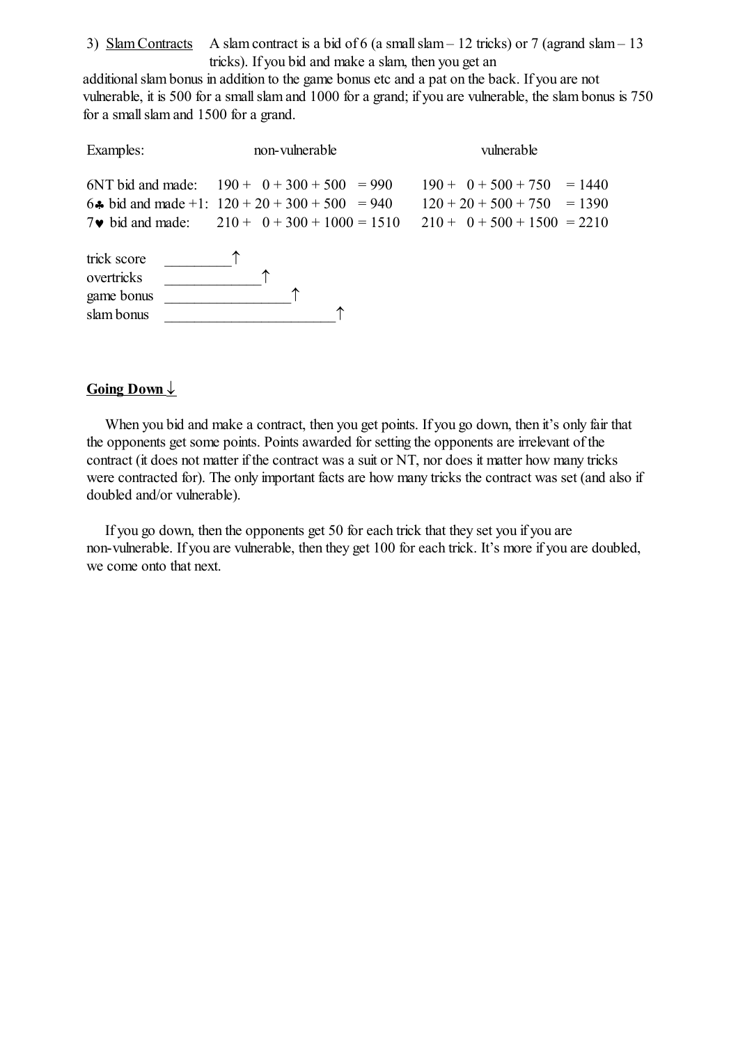3) <u>Slam Contracts</u> A slam contract is a bid of 6 (a small slam – 12 tricks) or 7 (agrand slam – 13 tricks). If you bid and make a slam, then you get an additional slam bonus in addition to the game bonus etc and a pat on the back. If you are not vulnerable, it is 500 for a small slam and 1000 for a grand; if you are vulnerable, the slam bonus is 750 for a small slam and 1500 for a grand.

| Examples: | non-vulnerable | | vulnerable | |
|---|---|---|---|---|
| 6NT bid and made: | 190 + 0 + 300 + 500 | = 990 | 190 + 0 + 500 + 750 | = 1440 |
| 6♣ bid and made +1: | 120 + 20 + 300 + 500 | = 940 | 120 + 20 + 500 + 750 | = 1390 |
| 7♥ bid and made: | 210 + 0 + 300 + 1000 | = 1510 | 210 + 0 + 500 + 1500 | = 2210 |

trick score _________↑
overtricks _____________↑
game bonus _________________↑
slam bonus _______________________↑

**<u>Going Down</u> ↓**

When you bid and make a contract, then you get points. If you go down, then it's only fair that the opponents get some points. Points awarded for setting the opponents are irrelevant of the contract (it does not matter if the contract was a suit or NT, nor does it matter how many tricks were contracted for). The only important facts are how many tricks the contract was set (and also if doubled and/or vulnerable).

If you go down, then the opponents get 50 for each trick that they set you if you are non-vulnerable. If you are vulnerable, then they get 100 for each trick. It's more if you are doubled, we come onto that next.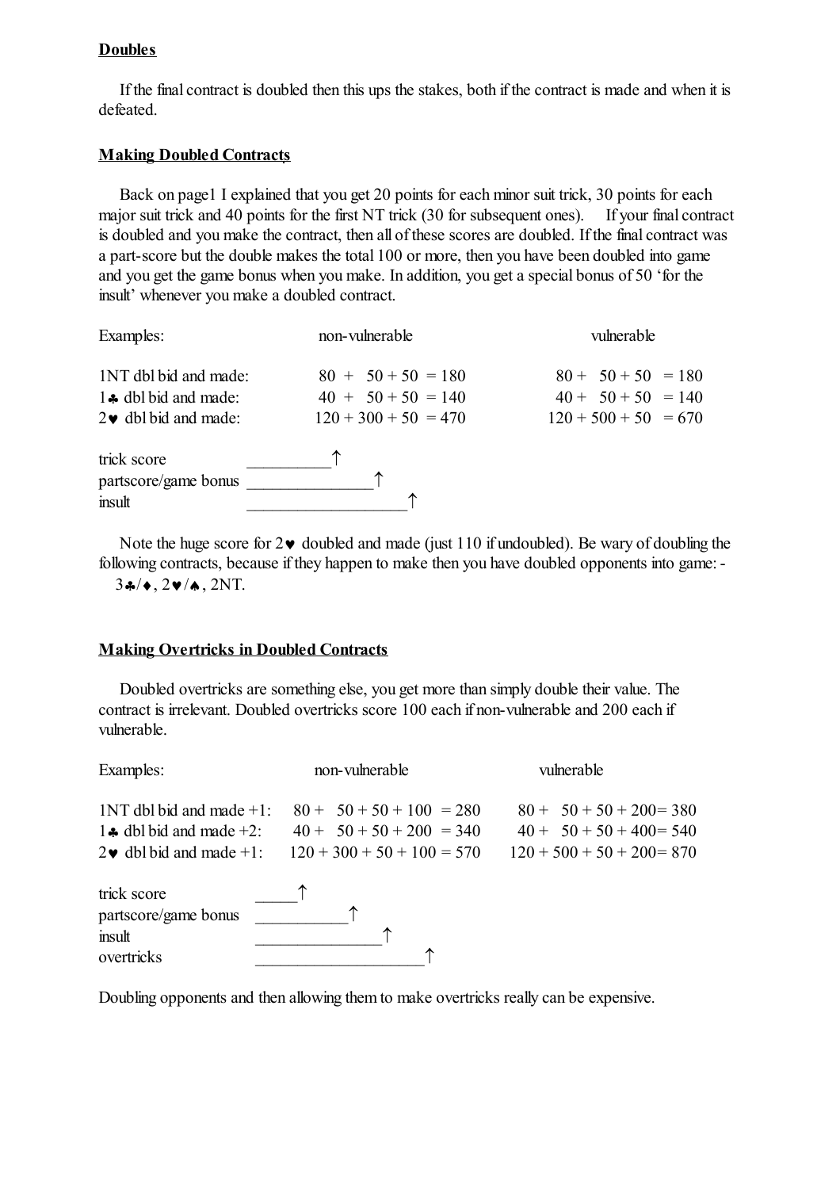**Doubles**

If the final contract is doubled then this ups the stakes, both if the contract is made and when it is defeated.

**Making Doubled Contracts**

Back on page1 I explained that you get 20 points for each minor suit trick, 30 points for each major suit trick and 40 points for the first NT trick (30 for subsequent ones). If your final contract is doubled and you make the contract, then all of these scores are doubled. If the final contract was a part-score but the double makes the total 100 or more, then you have been doubled into game and you get the game bonus when you make. In addition, you get a special bonus of 50 'for the insult' whenever you make a doubled contract.

| Examples: | non-vulnerable | vulnerable |
|---|---|---|
| 1NT dbl bid and made: | 80 + 50 + 50 = 180 | 80 + 50 + 50 = 180 |
| 1♣ dbl bid and made: | 40 + 50 + 50 = 140 | 40 + 50 + 50 = 140 |
| 2♥ dbl bid and made: | 120 + 300 + 50 = 470 | 120 + 500 + 50 = 670 |

trick score __________↑
partscore/game bonus _______________↑
insult ___________________↑

Note the huge score for 2♥ doubled and made (just 110 if undoubled). Be wary of doubling the following contracts, because if they happen to make then you have doubled opponents into game:-
3♣/♦, 2♥/♠, 2NT.

**Making Overtricks in Doubled Contracts**

Doubled overtricks are something else, you get more than simply double their value. The contract is irrelevant. Doubled overtricks score 100 each if non-vulnerable and 200 each if vulnerable.

| Examples: | non-vulnerable | vulnerable |
|---|---|---|
| 1NT dbl bid and made +1: | 80 + 50 + 50 + 100 = 280 | 80 + 50 + 50 + 200= 380 |
| 1♣ dbl bid and made +2: | 40 + 50 + 50 + 200 = 340 | 40 + 50 + 50 + 400= 540 |
| 2♥ dbl bid and made +1: | 120 + 300 + 50 + 100 = 570 | 120 + 500 + 50 + 200= 870 |

trick score _____↑
partscore/game bonus ___________↑
insult _______________↑
overtricks ____________________↑

Doubling opponents and then allowing them to make overtricks really can be expensive.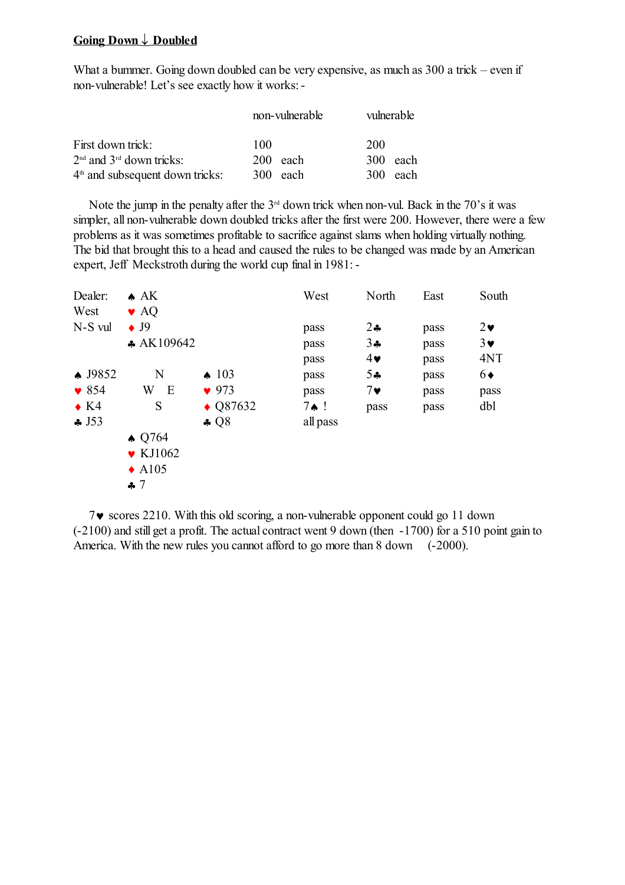## Going Down ↓ Doubled

What a bummer. Going down doubled can be very expensive, as much as 300 a trick – even if non-vulnerable! Let's see exactly how it works: -

| | non-vulnerable | vulnerable |
|---|---|---|
| First down trick: | 100 | 200 |
| 2nd and 3rd down tricks: | 200 each | 300 each |
| 4th and subsequent down tricks: | 300 each | 300 each |

Note the jump in the penalty after the 3rd down trick when non-vul. Back in the 70's it was simpler, all non-vulnerable down doubled tricks after the first were 200. However, there were a few problems as it was sometimes profitable to sacrifice against slams when holding virtually nothing. The bid that brought this to a head and caused the rules to be changed was made by an American expert, Jeff Meckstroth during the world cup final in 1981: -

```
Dealer:   ♠ AK
West      ♥ AQ
N-S vul   ♦ J9
          ♣ AK109642

♠ J9852       N       ♠ 103
♥ 854       W   E     ♥ 973
♦ K4          S       ♦ Q87632
♣ J53                 ♣ Q8
          ♠ Q764
          ♥ KJ1062
          ♦ A105
          ♣ 7
```

| West | North | East | South |
|---|---|---|---|
| pass | 2♣ | pass | 2♥ |
| pass | 3♣ | pass | 3♥ |
| pass | 4♥ | pass | 4NT |
| pass | 5♣ | pass | 6♦ |
| pass | 7♥ | pass | pass |
| 7♠ ! | pass | pass | dbl |
| all pass | | | |

7♥ scores 2210. With this old scoring, a non-vulnerable opponent could go 11 down (-2100) and still get a profit. The actual contract went 9 down (then -1700) for a 510 point gain to America. With the new rules you cannot afford to go more than 8 down (-2000).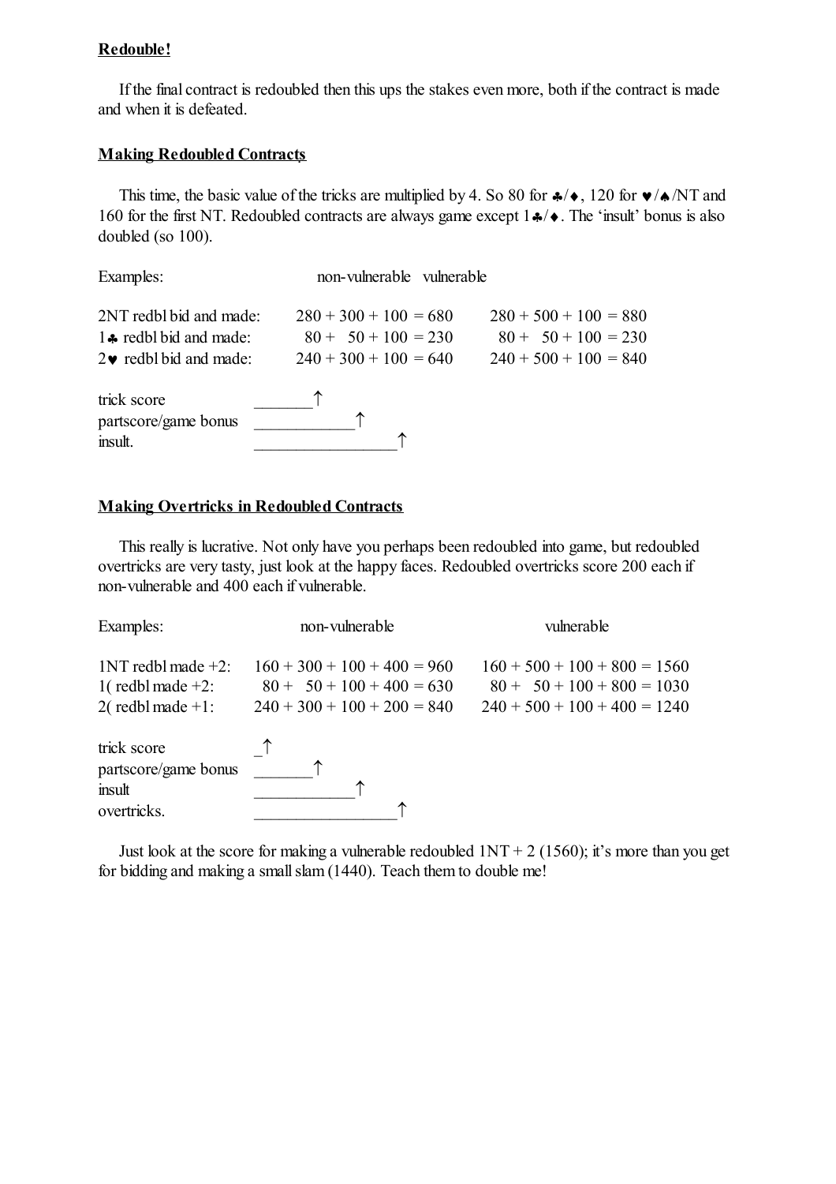**Redouble!**

If the final contract is redoubled then this ups the stakes even more, both if the contract is made and when it is defeated.

**Making Redoubled Contracts**

This time, the basic value of the tricks are multiplied by 4. So 80 for ♣/♦, 120 for ♥/♠/NT and 160 for the first NT. Redoubled contracts are always game except 1♣/♦. The 'insult' bonus is also doubled (so 100).

| Examples: | non-vulnerable | vulnerable |
|---|---|---|
| 2NT redbl bid and made: | 280 + 300 + 100 = 680 | 280 + 500 + 100 = 880 |
| 1♣ redbl bid and made: | 80 + 50 + 100 = 230 | 80 + 50 + 100 = 230 |
| 2♥ redbl bid and made: | 240 + 300 + 100 = 640 | 240 + 500 + 100 = 840 |

```
trick score             _______↑
partscore/game bonus    ____________↑
insult.                 _________________↑
```

**Making Overtricks in Redoubled Contracts**

This really is lucrative. Not only have you perhaps been redoubled into game, but redoubled overtricks are very tasty, just look at the happy faces. Redoubled overtricks score 200 each if non-vulnerable and 400 each if vulnerable.

| Examples: | non-vulnerable | vulnerable |
|---|---|---|
| 1NT redbl made +2: | 160 + 300 + 100 + 400 = 960 | 160 + 500 + 100 + 800 = 1560 |
| 1( redbl made +2: | 80 + 50 + 100 + 400 = 630 | 80 + 50 + 100 + 800 = 1030 |
| 2( redbl made +1: | 240 + 300 + 100 + 200 = 840 | 240 + 500 + 100 + 400 = 1240 |

```
trick score             _↑
partscore/game bonus    _______↑
insult                  ____________↑
overtricks.             _________________↑
```

Just look at the score for making a vulnerable redoubled 1NT + 2 (1560); it's more than you get for bidding and making a small slam (1440). Teach them to double me!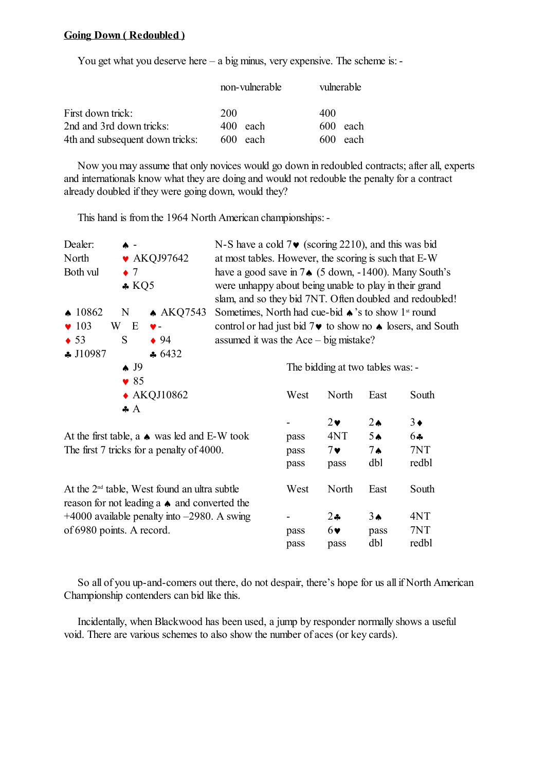**Going Down ( Redoubled )**

You get what you deserve here – a big minus, very expensive. The scheme is: -

| | non-vulnerable | vulnerable |
|---|---|---|
| First down trick: | 200 | 400 |
| 2nd and 3rd down tricks: | 400 each | 600 each |
| 4th and subsequent down tricks: | 600 each | 600 each |

Now you may assume that only novices would go down in redoubled contracts; after all, experts and internationals know what they are doing and would not redouble the penalty for a contract already doubled if they were going down, would they?

This hand is from the 1964 North American championships: -

```
Dealer:        ♠ -
North          ♥ AKQJ97642
Both vul       ♦ 7
               ♣ KQ5

♠ 10862        N        ♠ AKQ7543
♥ 103        W   E      ♥ -
♦ 53           S        ♦ 94
♣ J10987                ♣ 6432
               ♠ J9
               ♥ 85
               ♦ AKQJ10862
               ♣ A
```

N-S have a cold 7♥ (scoring 2210), and this was bid at most tables. However, the scoring is such that E-W have a good save in 7♠ (5 down, -1400). Many South's were unhappy about being unable to play in their grand slam, and so they bid 7NT. Often doubled and redoubled! Sometimes, North had cue-bid ♠'s to show 1st round control or had just bid 7♥ to show no ♠ losers, and South assumed it was the Ace – big mistake?

The bidding at two tables was: -

| West | North | East | South |
|---|---|---|---|
| - | 2♥ | 2♠ | 3♦ |
| pass | 4NT | 5♠ | 6♣ |
| pass | 7♥ | 7♠ | 7NT |
| pass | pass | dbl | redbl |

At the first table, a ♠ was led and E-W took The first 7 tricks for a penalty of 4000.

| West | North | East | South |
|---|---|---|---|
| - | 2♣ | 3♠ | 4NT |
| pass | 6♥ | pass | 7NT |
| pass | pass | dbl | redbl |

At the 2nd table, West found an ultra subtle reason for not leading a ♠ and converted the +4000 available penalty into –2980. A swing of 6980 points. A record.

So all of you up-and-comers out there, do not despair, there's hope for us all if North American Championship contenders can bid like this.

Incidentally, when Blackwood has been used, a jump by responder normally shows a useful void. There are various schemes to also show the number of aces (or key cards).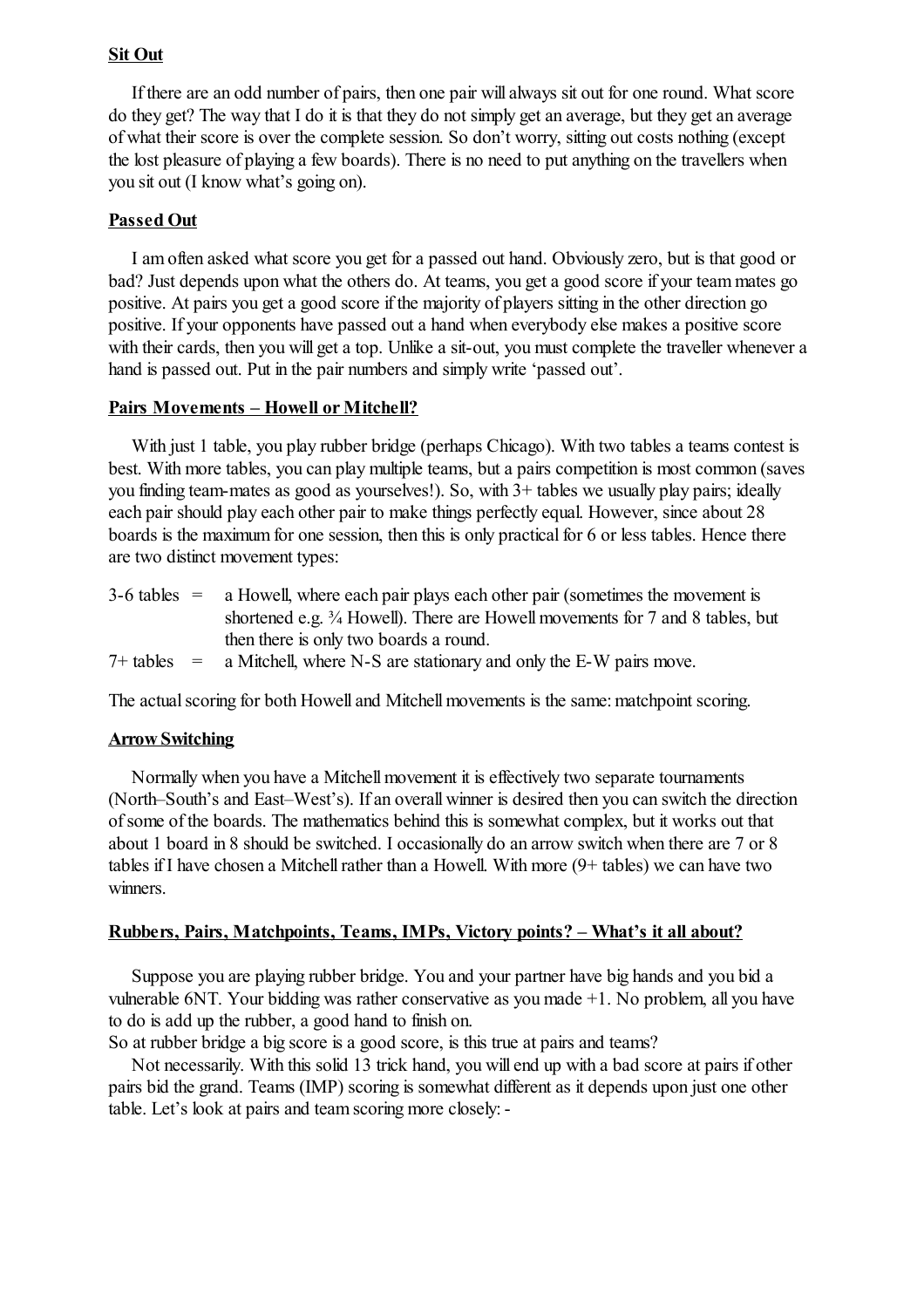**Sit Out**

If there are an odd number of pairs, then one pair will always sit out for one round. What score do they get? The way that I do it is that they do not simply get an average, but they get an average of what their score is over the complete session. So don't worry, sitting out costs nothing (except the lost pleasure of playing a few boards). There is no need to put anything on the travellers when you sit out (I know what's going on).

**Passed Out**

I am often asked what score you get for a passed out hand. Obviously zero, but is that good or bad? Just depends upon what the others do. At teams, you get a good score if your team mates go positive. At pairs you get a good score if the majority of players sitting in the other direction go positive. If your opponents have passed out a hand when everybody else makes a positive score with their cards, then you will get a top. Unlike a sit-out, you must complete the traveller whenever a hand is passed out. Put in the pair numbers and simply write 'passed out'.

**Pairs Movements – Howell or Mitchell?**

With just 1 table, you play rubber bridge (perhaps Chicago). With two tables a teams contest is best. With more tables, you can play multiple teams, but a pairs competition is most common (saves you finding team-mates as good as yourselves!). So, with 3+ tables we usually play pairs; ideally each pair should play each other pair to make things perfectly equal. However, since about 28 boards is the maximum for one session, then this is only practical for 6 or less tables. Hence there are two distinct movement types:

3-6 tables = a Howell, where each pair plays each other pair (sometimes the movement is shortened e.g. ¾ Howell). There are Howell movements for 7 and 8 tables, but then there is only two boards a round.

7+ tables = a Mitchell, where N-S are stationary and only the E-W pairs move.

The actual scoring for both Howell and Mitchell movements is the same: matchpoint scoring.

**Arrow Switching**

Normally when you have a Mitchell movement it is effectively two separate tournaments (North–South's and East–West's). If an overall winner is desired then you can switch the direction of some of the boards. The mathematics behind this is somewhat complex, but it works out that about 1 board in 8 should be switched. I occasionally do an arrow switch when there are 7 or 8 tables if I have chosen a Mitchell rather than a Howell. With more (9+ tables) we can have two winners.

**Rubbers, Pairs, Matchpoints, Teams, IMPs, Victory points? – What's it all about?**

Suppose you are playing rubber bridge. You and your partner have big hands and you bid a vulnerable 6NT. Your bidding was rather conservative as you made +1. No problem, all you have to do is add up the rubber, a good hand to finish on.
So at rubber bridge a big score is a good score, is this true at pairs and teams?

Not necessarily. With this solid 13 trick hand, you will end up with a bad score at pairs if other pairs bid the grand. Teams (IMP) scoring is somewhat different as it depends upon just one other table. Let's look at pairs and team scoring more closely: -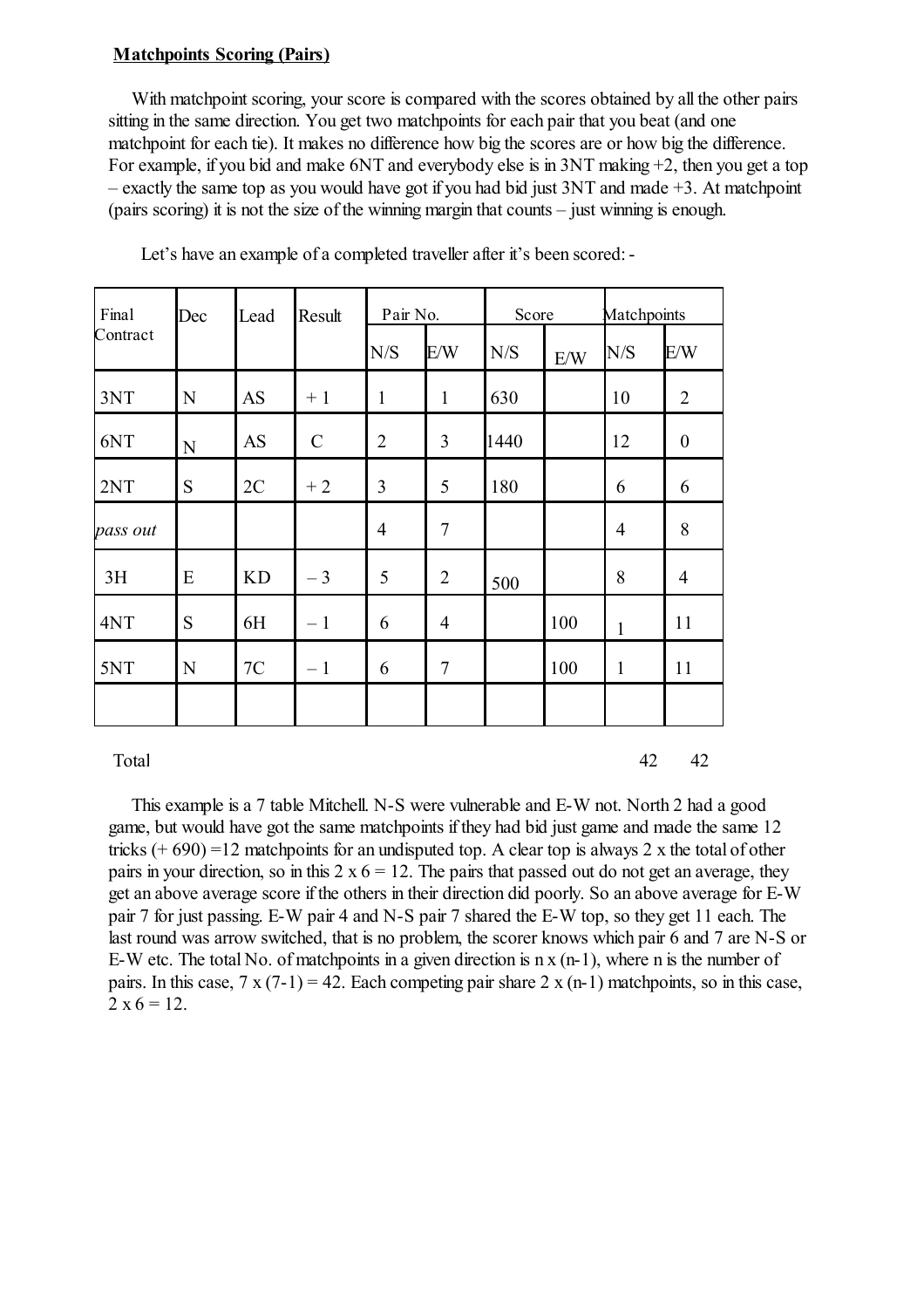## Matchpoints Scoring (Pairs)

With matchpoint scoring, your score is compared with the scores obtained by all the other pairs sitting in the same direction. You get two matchpoints for each pair that you beat (and one matchpoint for each tie). It makes no difference how big the scores are or how big the difference. For example, if you bid and make 6NT and everybody else is in 3NT making +2, then you get a top – exactly the same top as you would have got if you had bid just 3NT and made +3. At matchpoint (pairs scoring) it is not the size of the winning margin that counts – just winning is enough.

Let's have an example of a completed traveller after it's been scored: -

| Final Contract | Dec | Lead | Result | Pair No. | | Score | | Matchpoints | |
|---|---|---|---|---|---|---|---|---|---|
| | | | | N/S | E/W | N/S | E/W | N/S | E/W |
| 3NT | N | AS | + 1 | 1 | 1 | 630 | | 10 | 2 |
| 6NT | N | AS | C | 2 | 3 | 1440 | | 12 | 0 |
| 2NT | S | 2C | + 2 | 3 | 5 | 180 | | 6 | 6 |
| *pass out* | | | | 4 | 7 | | | 4 | 8 |
| 3H | E | KD | – 3 | 5 | 2 | 500 | | 8 | 4 |
| 4NT | S | 6H | – 1 | 6 | 4 | | 100 | 1 | 11 |
| 5NT | N | 7C | – 1 | 6 | 7 | | 100 | 1 | 11 |
| | | | | | | | | | |
| Total | | | | | | | | 42 | 42 |

This example is a 7 table Mitchell. N-S were vulnerable and E-W not. North 2 had a good game, but would have got the same matchpoints if they had bid just game and made the same 12 tricks (+ 690) =12 matchpoints for an undisputed top. A clear top is always 2 x the total of other pairs in your direction, so in this 2 x 6 = 12. The pairs that passed out do not get an average, they get an above average score if the others in their direction did poorly. So an above average for E-W pair 7 for just passing. E-W pair 4 and N-S pair 7 shared the E-W top, so they get 11 each. The last round was arrow switched, that is no problem, the scorer knows which pair 6 and 7 are N-S or E-W etc. The total No. of matchpoints in a given direction is n x (n-1), where n is the number of pairs. In this case, 7 x (7-1) = 42. Each competing pair share 2 x (n-1) matchpoints, so in this case, 2 x 6 = 12.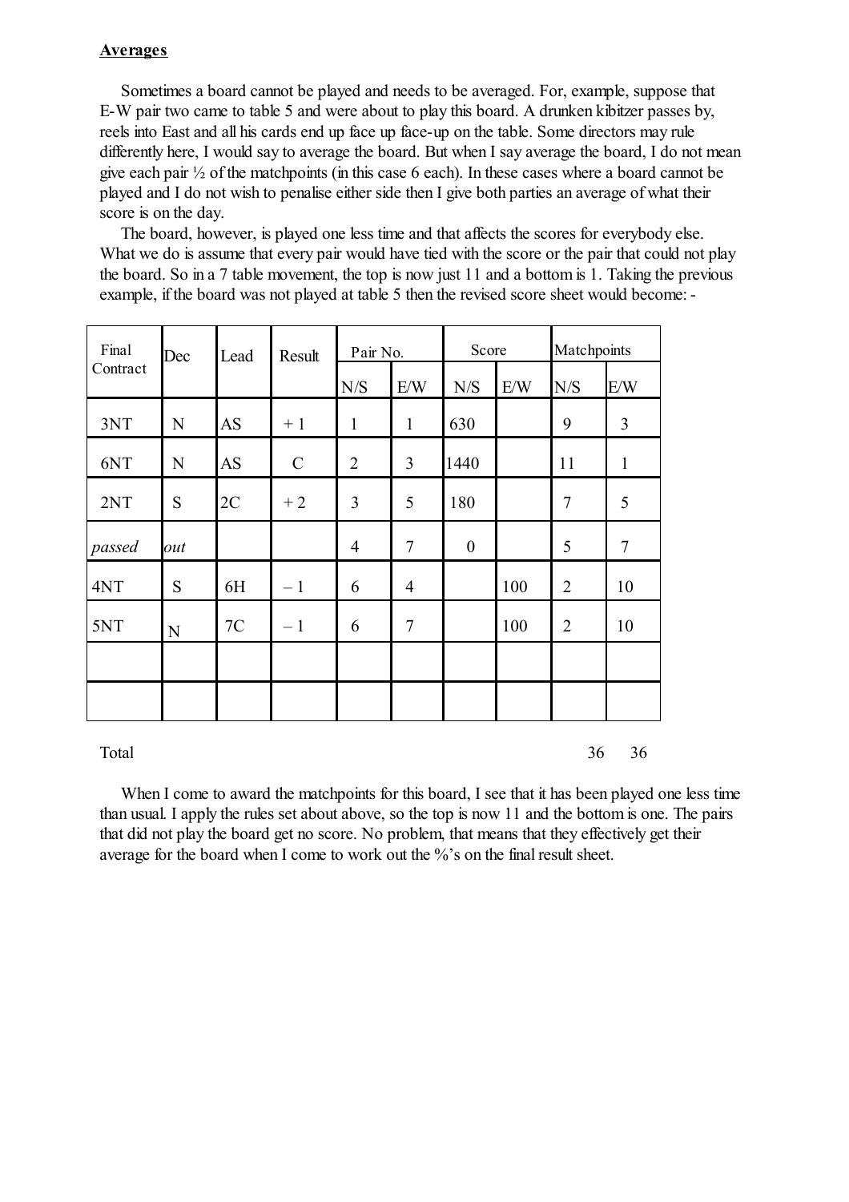**Averages**

Sometimes a board cannot be played and needs to be averaged. For, example, suppose that E-W pair two came to table 5 and were about to play this board. A drunken kibitzer passes by, reels into East and all his cards end up face up face-up on the table. Some directors may rule differently here, I would say to average the board. But when I say average the board, I do not mean give each pair ½ of the matchpoints (in this case 6 each). In these cases where a board cannot be played and I do not wish to penalise either side then I give both parties an average of what their score is on the day.

The board, however, is played one less time and that affects the scores for everybody else. What we do is assume that every pair would have tied with the score or the pair that could not play the board. So in a 7 table movement, the top is now just 11 and a bottom is 1. Taking the previous example, if the board was not played at table 5 then the revised score sheet would become: -

| Final Contract | Dec | Lead | Result | Pair No. | | Score | | Matchpoints | |
|---|---|---|---|---|---|---|---|---|---|
| | | | | N/S | E/W | N/S | E/W | N/S | E/W |
| 3NT | N | AS | + 1 | 1 | 1 | 630 | | 9 | 3 |
| 6NT | N | AS | C | 2 | 3 | 1440 | | 11 | 1 |
| 2NT | S | 2C | + 2 | 3 | 5 | 180 | | 7 | 5 |
| *passed* | *out* | | | 4 | 7 | 0 | | 5 | 7 |
| 4NT | S | 6H | – 1 | 6 | 4 | | 100 | 2 | 10 |
| 5NT | N | 7C | – 1 | 6 | 7 | | 100 | 2 | 10 |
| | | | | | | | | | |
| | | | | | | | | | |
| Total | | | | | | | | 36 | 36 |

When I come to award the matchpoints for this board, I see that it has been played one less time than usual. I apply the rules set about above, so the top is now 11 and the bottom is one. The pairs that did not play the board get no score. No problem, that means that they effectively get their average for the board when I come to work out the %'s on the final result sheet.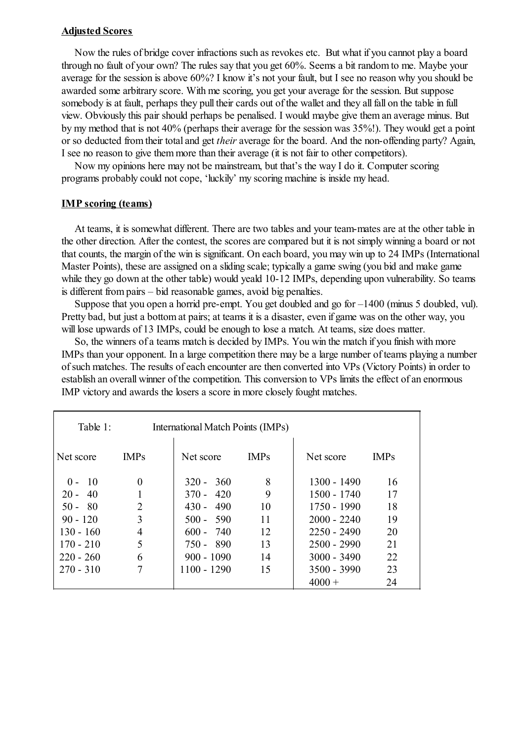**Adjusted Scores**

Now the rules of bridge cover infractions such as revokes etc. But what if you cannot play a board through no fault of your own? The rules say that you get 60%. Seems a bit random to me. Maybe your average for the session is above 60%? I know it's not your fault, but I see no reason why you should be awarded some arbitrary score. With me scoring, you get your average for the session. But suppose somebody is at fault, perhaps they pull their cards out of the wallet and they all fall on the table in full view. Obviously this pair should perhaps be penalised. I would maybe give them an average minus. But by my method that is not 40% (perhaps their average for the session was 35%!). They would get a point or so deducted from their total and get *their* average for the board. And the non-offending party? Again, I see no reason to give them more than their average (it is not fair to other competitors).

Now my opinions here may not be mainstream, but that's the way I do it. Computer scoring programs probably could not cope, 'luckily' my scoring machine is inside my head.

**IMP scoring (teams)**

At teams, it is somewhat different. There are two tables and your team-mates are at the other table in the other direction. After the contest, the scores are compared but it is not simply winning a board or not that counts, the margin of the win is significant. On each board, you may win up to 24 IMPs (International Master Points), these are assigned on a sliding scale; typically a game swing (you bid and make game while they go down at the other table) would yeald 10-12 IMPs, depending upon vulnerability. So teams is different from pairs – bid reasonable games, avoid big penalties.

Suppose that you open a horrid pre-empt. You get doubled and go for –1400 (minus 5 doubled, vul). Pretty bad, but just a bottom at pairs; at teams it is a disaster, even if game was on the other way, you will lose upwards of 13 IMPs, could be enough to lose a match. At teams, size does matter.

So, the winners of a teams match is decided by IMPs. You win the match if you finish with more IMPs than your opponent. In a large competition there may be a large number of teams playing a number of such matches. The results of each encounter are then converted into VPs (Victory Points) in order to establish an overall winner of the competition. This conversion to VPs limits the effect of an enormous IMP victory and awards the losers a score in more closely fought matches.

Table 1: International Match Points (IMPs)

| Net score | IMPs | Net score | IMPs | Net score | IMPs |
|---|---|---|---|---|---|
| 0 - 10 | 0 | 320 - 360 | 8 | 1300 - 1490 | 16 |
| 20 - 40 | 1 | 370 - 420 | 9 | 1500 - 1740 | 17 |
| 50 - 80 | 2 | 430 - 490 | 10 | 1750 - 1990 | 18 |
| 90 - 120 | 3 | 500 - 590 | 11 | 2000 - 2240 | 19 |
| 130 - 160 | 4 | 600 - 740 | 12 | 2250 - 2490 | 20 |
| 170 - 210 | 5 | 750 - 890 | 13 | 2500 - 2990 | 21 |
| 220 - 260 | 6 | 900 - 1090 | 14 | 3000 - 3490 | 22 |
| 270 - 310 | 7 | 1100 - 1290 | 15 | 3500 - 3990 | 23 |
| | | | | 4000 + | 24 |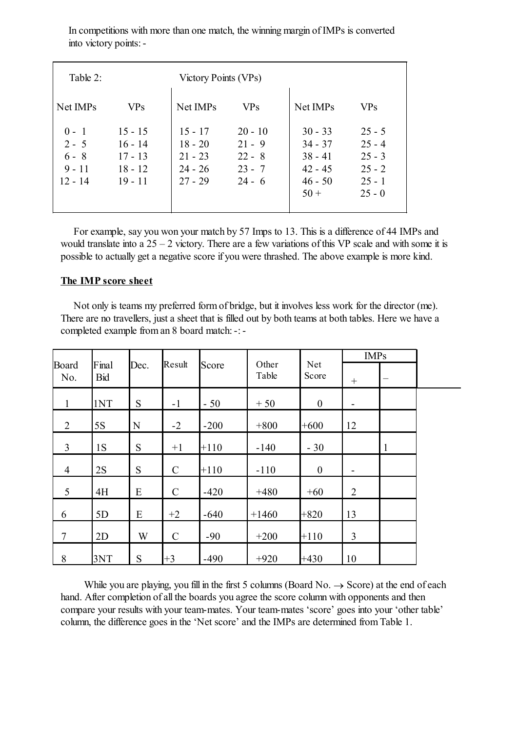In competitions with more than one match, the winning margin of IMPs is converted into victory points: -

Table 2: Victory Points (VPs)

| Net IMPs | VPs | Net IMPs | VPs | Net IMPs | VPs |
|---|---|---|---|---|---|
| 0 - 1 | 15 - 15 | 15 - 17 | 20 - 10 | 30 - 33 | 25 - 5 |
| 2 - 5 | 16 - 14 | 18 - 20 | 21 - 9 | 34 - 37 | 25 - 4 |
| 6 - 8 | 17 - 13 | 21 - 23 | 22 - 8 | 38 - 41 | 25 - 3 |
| 9 - 11 | 18 - 12 | 24 - 26 | 23 - 7 | 42 - 45 | 25 - 2 |
| 12 - 14 | 19 - 11 | 27 - 29 | 24 - 6 | 46 - 50 | 25 - 1 |
| | | | | 50 + | 25 - 0 |

For example, say you won your match by 57 Imps to 13. This is a difference of 44 IMPs and would translate into a 25 – 2 victory. There are a few variations of this VP scale and with some it is possible to actually get a negative score if you were thrashed. The above example is more kind.

**The IMP score sheet**

Not only is teams my preferred form of bridge, but it involves less work for the director (me). There are no travellers, just a sheet that is filled out by both teams at both tables. Here we have a completed example from an 8 board match: -: -

| Board No. | Final Bid | Dec. | Result | Score | Other Table | Net Score | IMPs + | IMPs – |
|---|---|---|---|---|---|---|---|---|
| 1 | 1NT | S | -1 | - 50 | + 50 | 0 | - | |
| 2 | 5S | N | -2 | -200 | +800 | +600 | 12 | |
| 3 | 1S | S | +1 | +110 | -140 | - 30 | | 1 |
| 4 | 2S | S | C | +110 | -110 | 0 | - | |
| 5 | 4H | E | C | -420 | +480 | +60 | 2 | |
| 6 | 5D | E | +2 | -640 | +1460 | +820 | 13 | |
| 7 | 2D | W | C | -90 | +200 | +110 | 3 | |
| 8 | 3NT | S | +3 | -490 | +920 | +430 | 10 | |

While you are playing, you fill in the first 5 columns (Board No. → Score) at the end of each hand. After completion of all the boards you agree the score column with opponents and then compare your results with your team-mates. Your team-mates 'score' goes into your 'other table' column, the difference goes in the 'Net score' and the IMPs are determined from Table 1.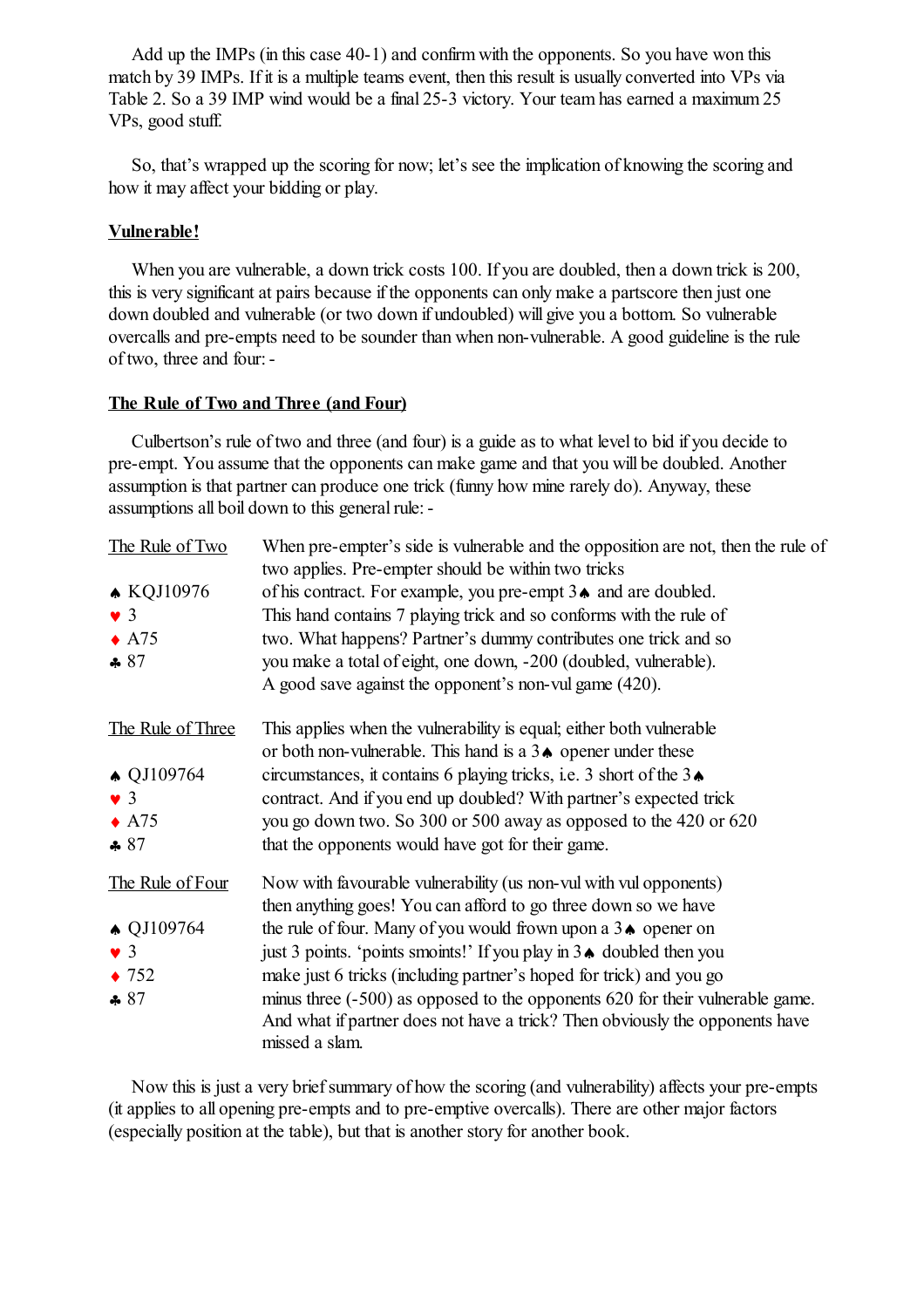Add up the IMPs (in this case 40-1) and confirm with the opponents. So you have won this match by 39 IMPs. If it is a multiple teams event, then this result is usually converted into VPs via Table 2. So a 39 IMP wind would be a final 25-3 victory. Your team has earned a maximum 25 VPs, good stuff.

So, that's wrapped up the scoring for now; let's see the implication of knowing the scoring and how it may affect your bidding or play.

## Vulnerable!

When you are vulnerable, a down trick costs 100. If you are doubled, then a down trick is 200, this is very significant at pairs because if the opponents can only make a partscore then just one down doubled and vulnerable (or two down if undoubled) will give you a bottom. So vulnerable overcalls and pre-empts need to be sounder than when non-vulnerable. A good guideline is the rule of two, three and four: -

## The Rule of Two and Three (and Four)

Culbertson's rule of two and three (and four) is a guide as to what level to bid if you decide to pre-empt. You assume that the opponents can make game and that you will be doubled. Another assumption is that partner can produce one trick (funny how mine rarely do). Anyway, these assumptions all boil down to this general rule: -

**The Rule of Two**

♠ KQJ10976
♥ 3
♦ A75
♣ 87

When pre-empter's side is vulnerable and the opposition are not, then the rule of two applies. Pre-empter should be within two tricks of his contract. For example, you pre-empt 3♠ and are doubled. This hand contains 7 playing trick and so conforms with the rule of two. What happens? Partner's dummy contributes one trick and so you make a total of eight, one down, -200 (doubled, vulnerable). A good save against the opponent's non-vul game (420).

**The Rule of Three**

♠ QJ109764
♥ 3
♦ A75
♣ 87

This applies when the vulnerability is equal; either both vulnerable or both non-vulnerable. This hand is a 3♠ opener under these circumstances, it contains 6 playing tricks, i.e. 3 short of the 3♠ contract. And if you end up doubled? With partner's expected trick you go down two. So 300 or 500 away as opposed to the 420 or 620 that the opponents would have got for their game.

**The Rule of Four**

♠ QJ109764
♥ 3
♦ 752
♣ 87

Now with favourable vulnerability (us non-vul with vul opponents) then anything goes! You can afford to go three down so we have the rule of four. Many of you would frown upon a 3♠ opener on just 3 points. 'points smoints!' If you play in 3♠ doubled then you make just 6 tricks (including partner's hoped for trick) and you go minus three (-500) as opposed to the opponents 620 for their vulnerable game. And what if partner does not have a trick? Then obviously the opponents have missed a slam.

Now this is just a very brief summary of how the scoring (and vulnerability) affects your pre-empts (it applies to all opening pre-empts and to pre-emptive overcalls). There are other major factors (especially position at the table), but that is another story for another book.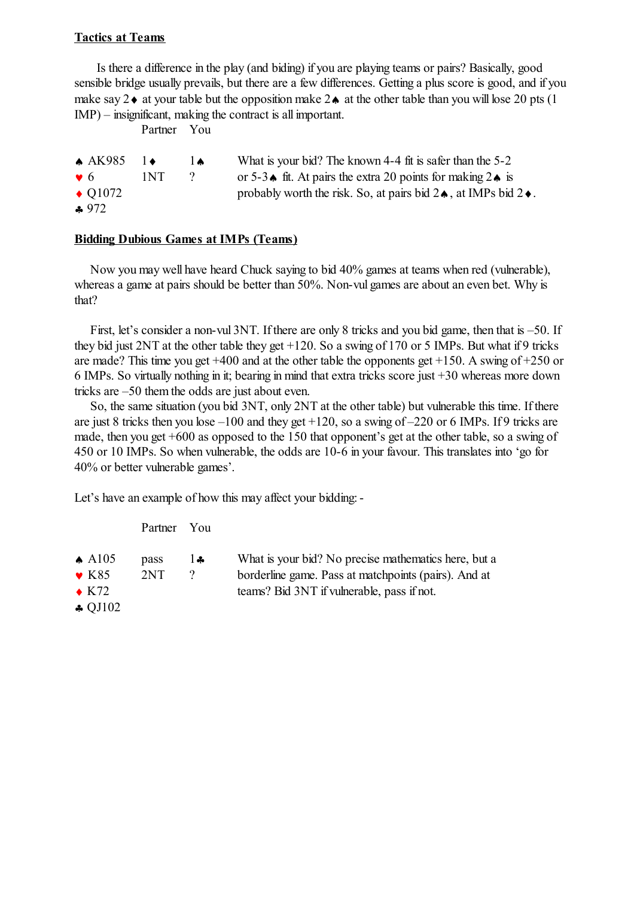## Tactics at Teams

Is there a difference in the play (and biding) if you are playing teams or pairs? Basically, good sensible bridge usually prevails, but there are a few differences. Getting a plus score is good, and if you make say 2♦ at your table but the opposition make 2♠ at the other table than you will lose 20 pts (1 IMP) – insignificant, making the contract is all important.

| Hand | Partner | You | |
|---|---|---|---|
| ♠ AK985 | 1♦ | 1♠ | What is your bid? The known 4-4 fit is safer than the 5-2 |
| ♥ 6 | 1NT | ? | or 5-3♠ fit. At pairs the extra 20 points for making 2♠ is |
| ♦ Q1072 | | | probably worth the risk. So, at pairs bid 2♠, at IMPs bid 2♦. |
| ♣ 972 | | | |

## Bidding Dubious Games at IMPs (Teams)

Now you may well have heard Chuck saying to bid 40% games at teams when red (vulnerable), whereas a game at pairs should be better than 50%. Non-vul games are about an even bet. Why is that?

First, let's consider a non-vul 3NT. If there are only 8 tricks and you bid game, then that is –50. If they bid just 2NT at the other table they get +120. So a swing of 170 or 5 IMPs. But what if 9 tricks are made? This time you get +400 and at the other table the opponents get +150. A swing of +250 or 6 IMPs. So virtually nothing in it; bearing in mind that extra tricks score just +30 whereas more down tricks are –50 them the odds are just about even.

So, the same situation (you bid 3NT, only 2NT at the other table) but vulnerable this time. If there are just 8 tricks then you lose –100 and they get +120, so a swing of –220 or 6 IMPs. If 9 tricks are made, then you get +600 as opposed to the 150 that opponent's get at the other table, so a swing of 450 or 10 IMPs. So when vulnerable, the odds are 10-6 in your favour. This translates into 'go for 40% or better vulnerable games'.

Let's have an example of how this may affect your bidding: -

| Hand | Partner | You | |
|---|---|---|---|
| ♠ A105 | pass | 1♣ | What is your bid? No precise mathematics here, but a |
| ♥ K85 | 2NT | ? | borderline game. Pass at matchpoints (pairs). And at |
| ♦ K72 | | | teams? Bid 3NT if vulnerable, pass if not. |
| ♣ QJ102 | | | |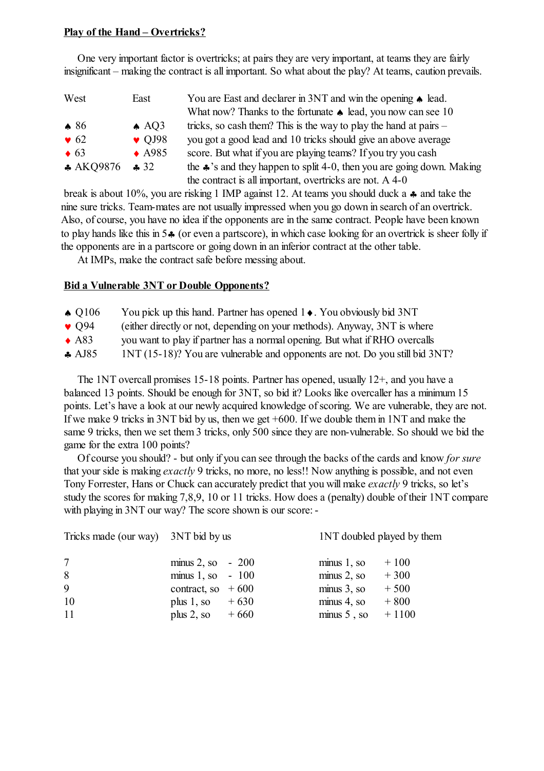**Play of the Hand – Overtricks?**

One very important factor is overtricks; at pairs they are very important, at teams they are fairly insignificant – making the contract is all important. So what about the play? At teams, caution prevails.

| West | East |
|---|---|
| ♠ 86 | ♠ AQ3 |
| ♥ 62 | ♥ QJ98 |
| ♦ 63 | ♦ A985 |
| ♣ AKQ9876 | ♣ 32 |

You are East and declarer in 3NT and win the opening ♠ lead. What now? Thanks to the fortunate ♠ lead, you now can see 10 tricks, so cash them? This is the way to play the hand at pairs – you got a good lead and 10 tricks should give an above average score. But what if you are playing teams? If you try you cash the ♣'s and they happen to split 4-0, then you are going down. Making the contract is all important, overtricks are not. A 4-0 break is about 10%, you are risking 1 IMP against 12. At teams you should duck a ♣ and take the nine sure tricks. Team-mates are not usually impressed when you go down in search of an overtrick. Also, of course, you have no idea if the opponents are in the same contract. People have been known to play hands like this in 5♣ (or even a partscore), in which case looking for an overtrick is sheer folly if the opponents are in a partscore or going down in an inferior contract at the other table.

At IMPs, make the contract safe before messing about.

**Bid a Vulnerable 3NT or Double Opponents?**

♠ Q106
♥ Q94
♦ A83
♣ AJ85

You pick up this hand. Partner has opened 1♦. You obviously bid 3NT (either directly or not, depending on your methods). Anyway, 3NT is where you want to play if partner has a normal opening. But what if RHO overcalls 1NT (15-18)? You are vulnerable and opponents are not. Do you still bid 3NT?

The 1NT overcall promises 15-18 points. Partner has opened, usually 12+, and you have a balanced 13 points. Should be enough for 3NT, so bid it? Looks like overcaller has a minimum 15 points. Let's have a look at our newly acquired knowledge of scoring. We are vulnerable, they are not. If we make 9 tricks in 3NT bid by us, then we get +600. If we double them in 1NT and make the same 9 tricks, then we set them 3 tricks, only 500 since they are non-vulnerable. So should we bid the game for the extra 100 points?

Of course you should? - but only if you can see through the backs of the cards and know *for sure* that your side is making *exactly* 9 tricks, no more, no less!! Now anything is possible, and not even Tony Forrester, Hans or Chuck can accurately predict that you will make *exactly* 9 tricks, so let's study the scores for making 7,8,9, 10 or 11 tricks. How does a (penalty) double of their 1NT compare with playing in 3NT our way? The score shown is our score: -

| Tricks made (our way) | 3NT bid by us | | 1NT doubled played by them | |
|---|---|---|---|---|
| 7 | minus 2, so | - 200 | minus 1, so | + 100 |
| 8 | minus 1, so | - 100 | minus 2, so | + 300 |
| 9 | contract, so | + 600 | minus 3, so | + 500 |
| 10 | plus 1, so | + 630 | minus 4, so | + 800 |
| 11 | plus 2, so | + 660 | minus 5 , so | + 1100 |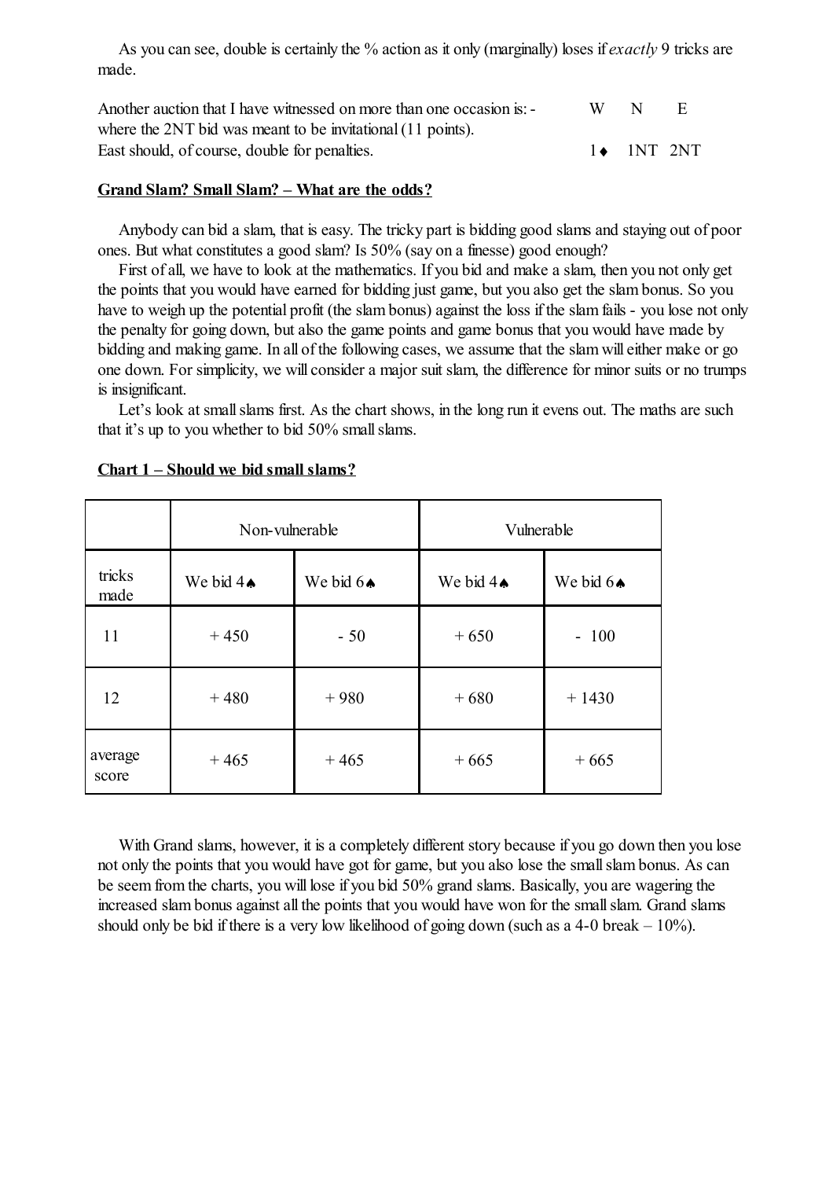As you can see, double is certainly the % action as it only (marginally) loses if *exactly* 9 tricks are made.

Another auction that I have witnessed on more than one occasion is: - where the 2NT bid was meant to be invitational (11 points). East should, of course, double for penalties.

| W | N | E |
|---|---|---|
| 1♦ | 1NT | 2NT |

**Grand Slam? Small Slam? – What are the odds?**

Anybody can bid a slam, that is easy. The tricky part is bidding good slams and staying out of poor ones. But what constitutes a good slam? Is 50% (say on a finesse) good enough?

First of all, we have to look at the mathematics. If you bid and make a slam, then you not only get the points that you would have earned for bidding just game, but you also get the slam bonus. So you have to weigh up the potential profit (the slam bonus) against the loss if the slam fails - you lose not only the penalty for going down, but also the game points and game bonus that you would have made by bidding and making game. In all of the following cases, we assume that the slam will either make or go one down. For simplicity, we will consider a major suit slam, the difference for minor suits or no trumps is insignificant.

Let's look at small slams first. As the chart shows, in the long run it evens out. The maths are such that it's up to you whether to bid 50% small slams.

**Chart 1 – Should we bid small slams?**

| | Non-vulnerable | | Vulnerable | |
|---|---|---|---|---|
| tricks made | We bid 4♠ | We bid 6♠ | We bid 4♠ | We bid 6♠ |
| 11 | + 450 | - 50 | + 650 | - 100 |
| 12 | + 480 | + 980 | + 680 | + 1430 |
| average score | + 465 | + 465 | + 665 | + 665 |

With Grand slams, however, it is a completely different story because if you go down then you lose not only the points that you would have got for game, but you also lose the small slam bonus. As can be seem from the charts, you will lose if you bid 50% grand slams. Basically, you are wagering the increased slam bonus against all the points that you would have won for the small slam. Grand slams should only be bid if there is a very low likelihood of going down (such as a 4-0 break – 10%).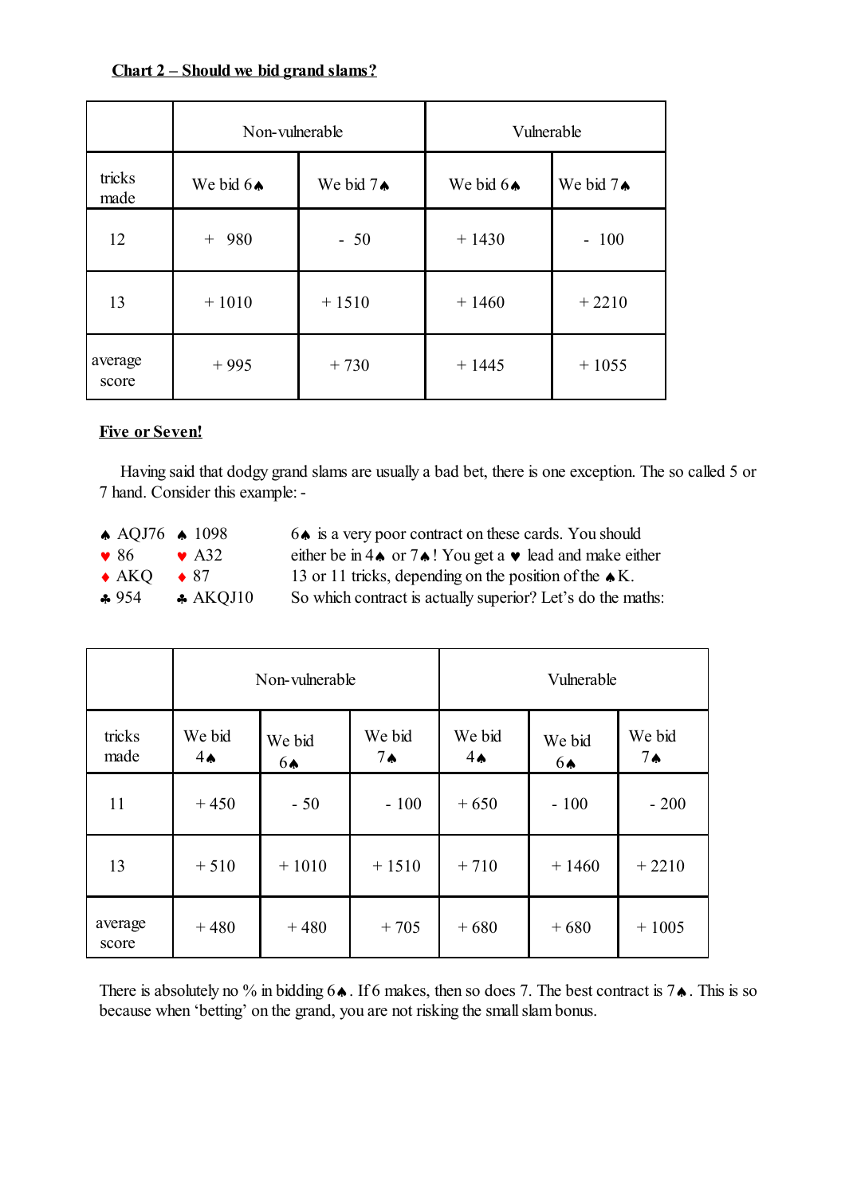**Chart 2 – Should we bid grand slams?**

| | Non-vulnerable | | Vulnerable | |
|---|---|---|---|---|
| tricks made | We bid 6♠ | We bid 7♠ | We bid 6♠ | We bid 7♠ |
| 12 | + 980 | - 50 | + 1430 | - 100 |
| 13 | + 1010 | + 1510 | + 1460 | + 2210 |
| average score | + 995 | + 730 | + 1445 | + 1055 |

**Five or Seven!**

Having said that dodgy grand slams are usually a bad bet, there is one exception. The so called 5 or 7 hand. Consider this example: -

| | |
|---|---|
| ♠ AQJ76 | ♠ 1098 |
| ♥ 86 | ♥ A32 |
| ♦ AKQ | ♦ 87 |
| ♣ 954 | ♣ AKQJ10 |

6♠ is a very poor contract on these cards. You should either be in 4♠ or 7♠! You get a ♥ lead and make either 13 or 11 tricks, depending on the position of the ♠K. So which contract is actually superior? Let's do the maths:

| | Non-vulnerable | | | Vulnerable | | |
|---|---|---|---|---|---|---|
| tricks made | We bid 4♠ | We bid 6♠ | We bid 7♠ | We bid 4♠ | We bid 6♠ | We bid 7♠ |
| 11 | + 450 | - 50 | - 100 | + 650 | - 100 | - 200 |
| 13 | + 510 | + 1010 | + 1510 | + 710 | + 1460 | + 2210 |
| average score | + 480 | + 480 | + 705 | + 680 | + 680 | + 1005 |

There is absolutely no % in bidding 6♠. If 6 makes, then so does 7. The best contract is 7♠. This is so because when 'betting' on the grand, you are not risking the small slam bonus.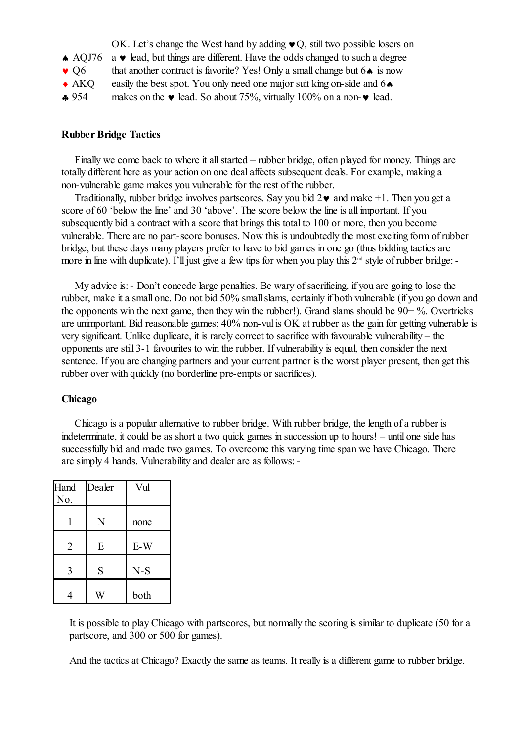♠ AQJ76
♥ Q6
♦ AKQ
♣ 954

OK. Let's change the West hand by adding ♥Q, still two possible losers on a ♥ lead, but things are different. Have the odds changed to such a degree that another contract is favorite? Yes! Only a small change but 6♠ is now easily the best spot. You only need one major suit king on-side and 6♠ makes on the ♥ lead. So about 75%, virtually 100% on a non-♥ lead.

## Rubber Bridge Tactics

Finally we come back to where it all started – rubber bridge, often played for money. Things are totally different here as your action on one deal affects subsequent deals. For example, making a non-vulnerable game makes you vulnerable for the rest of the rubber.

Traditionally, rubber bridge involves partscores. Say you bid 2♥ and make +1. Then you get a score of 60 'below the line' and 30 'above'. The score below the line is all important. If you subsequently bid a contract with a score that brings this total to 100 or more, then you become vulnerable. There are no part-score bonuses. Now this is undoubtedly the most exciting form of rubber bridge, but these days many players prefer to have to bid games in one go (thus bidding tactics are more in line with duplicate). I'll just give a few tips for when you play this 2nd style of rubber bridge: -

My advice is: - Don't concede large penalties. Be wary of sacrificing, if you are going to lose the rubber, make it a small one. Do not bid 50% small slams, certainly if both vulnerable (if you go down and the opponents win the next game, then they win the rubber!). Grand slams should be 90+ %. Overtricks are unimportant. Bid reasonable games; 40% non-vul is OK at rubber as the gain for getting vulnerable is very significant. Unlike duplicate, it is rarely correct to sacrifice with favourable vulnerability – the opponents are still 3-1 favourites to win the rubber. If vulnerability is equal, then consider the next sentence. If you are changing partners and your current partner is the worst player present, then get this rubber over with quickly (no borderline pre-empts or sacrifices).

## Chicago

Chicago is a popular alternative to rubber bridge. With rubber bridge, the length of a rubber is indeterminate, it could be as short a two quick games in succession up to hours! – until one side has successfully bid and made two games. To overcome this varying time span we have Chicago. There are simply 4 hands. Vulnerability and dealer are as follows: -

| Hand No. | Dealer | Vul |
|---|---|---|
| 1 | N | none |
| 2 | E | E-W |
| 3 | S | N-S |
| 4 | W | both |

It is possible to play Chicago with partscores, but normally the scoring is similar to duplicate (50 for a partscore, and 300 or 500 for games).

And the tactics at Chicago? Exactly the same as teams. It really is a different game to rubber bridge.